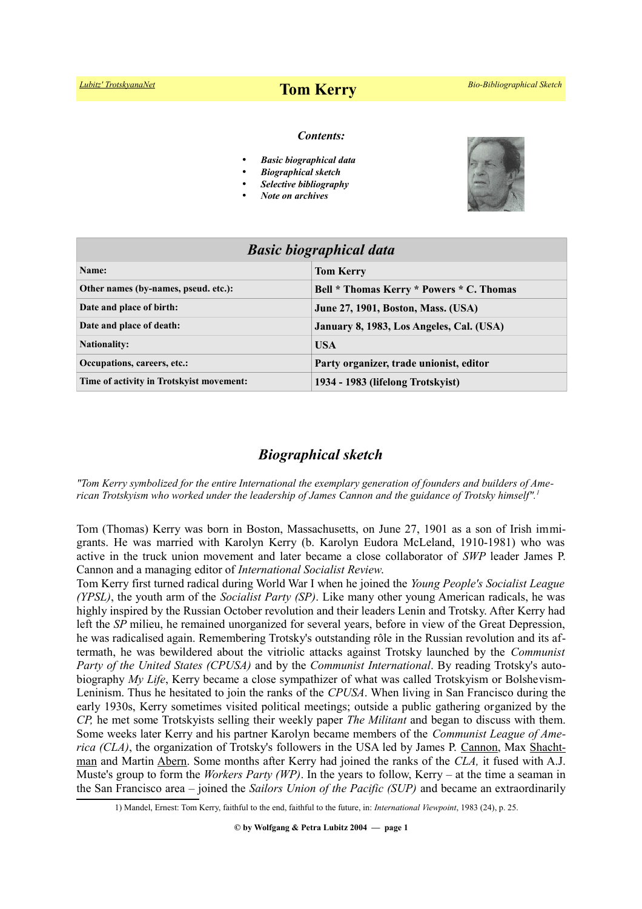Lubitz' TrotskyanaNet

# Tom Kerry

Bio-Bibliographical Sketch

***Contents:***

- ***Basic biographical data***
- ***Biographical sketch***
- ***Selective bibliography***
- ***Note on archives***

| ***Basic biographical data*** | |
|---|---|
| **Name:** | **Tom Kerry** |
| **Other names (by-names, pseud. etc.):** | **Bell * Thomas Kerry * Powers * C. Thomas** |
| **Date and place of birth:** | **June 27, 1901, Boston, Mass. (USA)** |
| **Date and place of death:** | **January 8, 1983, Los Angeles, Cal. (USA)** |
| **Nationality:** | **USA** |
| **Occupations, careers, etc.:** | **Party organizer, trade unionist, editor** |
| **Time of activity in Trotskyist movement:** | **1934 - 1983 (lifelong Trotskyist)** |

## *Biographical sketch*

*"Tom Kerry symbolized for the entire International the exemplary generation of founders and builders of American Trotskyism who worked under the leadership of James Cannon and the guidance of Trotsky himself".*[1]

Tom (Thomas) Kerry was born in Boston, Massachusetts, on June 27, 1901 as a son of Irish immigrants. He was married with Karolyn Kerry (b. Karolyn Eudora McLeland, 1910-1981) who was active in the truck union movement and later became a close collaborator of *SWP* leader James P. Cannon and a managing editor of *International Socialist Review*.
Tom Kerry first turned radical during World War I when he joined the *Young People's Socialist League (YPSL)*, the youth arm of the *Socialist Party (SP)*. Like many other young American radicals, he was highly inspired by the Russian October revolution and their leaders Lenin and Trotsky. After Kerry had left the *SP* milieu, he remained unorganized for several years, before in view of the Great Depression, he was radicalised again. Remembering Trotsky's outstanding rôle in the Russian revolution and its aftermath, he was bewildered about the vitriolic attacks against Trotsky launched by the *Communist Party of the United States (CPUSA)* and by the *Communist International*. By reading Trotsky's autobiography *My Life*, Kerry became a close sympathizer of what was called Trotskyism or Bolshevism-Leninism. Thus he hesitated to join the ranks of the *CPUSA*. When living in San Francisco during the early 1930s, Kerry sometimes visited political meetings; outside a public gathering organized by the *CP,* he met some Trotskyists selling their weekly paper *The Militant* and began to discuss with them. Some weeks later Kerry and his partner Karolyn became members of the *Communist League of America (CLA)*, the organization of Trotsky's followers in the USA led by James P. Cannon, Max Shachtman and Martin Abern. Some months after Kerry had joined the ranks of the *CLA,* it fused with A.J. Muste's group to form the *Workers Party (WP)*. In the years to follow, Kerry – at the time a seaman in the San Francisco area – joined the *Sailors Union of the Pacific (SUP)* and became an extraordinarily

1) Mandel, Ernest: Tom Kerry, faithful to the end, faithful to the future, in: *International Viewpoint*, 1983 (24), p. 25.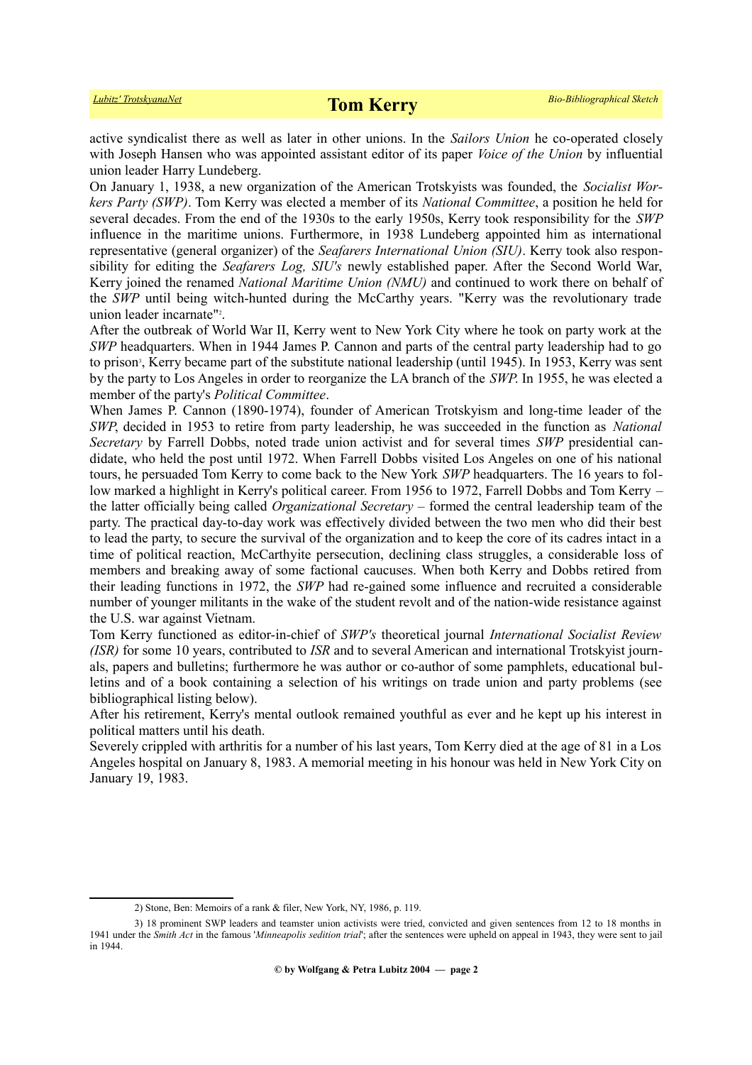active syndicalist there as well as later in other unions. In the *Sailors Union* he co-operated closely with Joseph Hansen who was appointed assistant editor of its paper *Voice of the Union* by influential union leader Harry Lundeberg.

On January 1, 1938, a new organization of the American Trotskyists was founded, the *Socialist Workers Party (SWP)*. Tom Kerry was elected a member of its *National Committee*, a position he held for several decades. From the end of the 1930s to the early 1950s, Kerry took responsibility for the *SWP* influence in the maritime unions. Furthermore, in 1938 Lundeberg appointed him as international representative (general organizer) of the *Seafarers International Union (SIU)*. Kerry took also responsibility for editing the *Seafarers Log, SIU's* newly established paper. After the Second World War, Kerry joined the renamed *National Maritime Union (NMU)* and continued to work there on behalf of the *SWP* until being witch-hunted during the McCarthy years. "Kerry was the revolutionary trade union leader incarnate"[2].

After the outbreak of World War II, Kerry went to New York City where he took on party work at the *SWP* headquarters. When in 1944 James P. Cannon and parts of the central party leadership had to go to prison[3], Kerry became part of the substitute national leadership (until 1945). In 1953, Kerry was sent by the party to Los Angeles in order to reorganize the LA branch of the *SWP*. In 1955, he was elected a member of the party's *Political Committee*.

When James P. Cannon (1890-1974), founder of American Trotskyism and long-time leader of the *SWP*, decided in 1953 to retire from party leadership, he was succeeded in the function as *National Secretary* by Farrell Dobbs, noted trade union activist and for several times *SWP* presidential candidate, who held the post until 1972. When Farrell Dobbs visited Los Angeles on one of his national tours, he persuaded Tom Kerry to come back to the New York *SWP* headquarters. The 16 years to follow marked a highlight in Kerry's political career. From 1956 to 1972, Farrell Dobbs and Tom Kerry – the latter officially being called *Organizational Secretary* – formed the central leadership team of the party. The practical day-to-day work was effectively divided between the two men who did their best to lead the party, to secure the survival of the organization and to keep the core of its cadres intact in a time of political reaction, McCarthyite persecution, declining class struggles, a considerable loss of members and breaking away of some factional caucuses. When both Kerry and Dobbs retired from their leading functions in 1972, the *SWP* had re-gained some influence and recruited a considerable number of younger militants in the wake of the student revolt and of the nation-wide resistance against the U.S. war against Vietnam.

Tom Kerry functioned as editor-in-chief of *SWP's* theoretical journal *International Socialist Review (ISR)* for some 10 years, contributed to *ISR* and to several American and international Trotskyist journals, papers and bulletins; furthermore he was author or co-author of some pamphlets, educational bulletins and of a book containing a selection of his writings on trade union and party problems (see bibliographical listing below).

After his retirement, Kerry's mental outlook remained youthful as ever and he kept up his interest in political matters until his death.

Severely crippled with arthritis for a number of his last years, Tom Kerry died at the age of 81 in a Los Angeles hospital on January 8, 1983. A memorial meeting in his honour was held in New York City on January 19, 1983.

---

2) Stone, Ben: Memoirs of a rank & filer, New York, NY, 1986, p. 119.

3) 18 prominent SWP leaders and teamster union activists were tried, convicted and given sentences from 12 to 18 months in 1941 under the *Smith Act* in the famous '*Minneapolis sedition trial*'; after the sentences were upheld on appeal in 1943, they were sent to jail in 1944.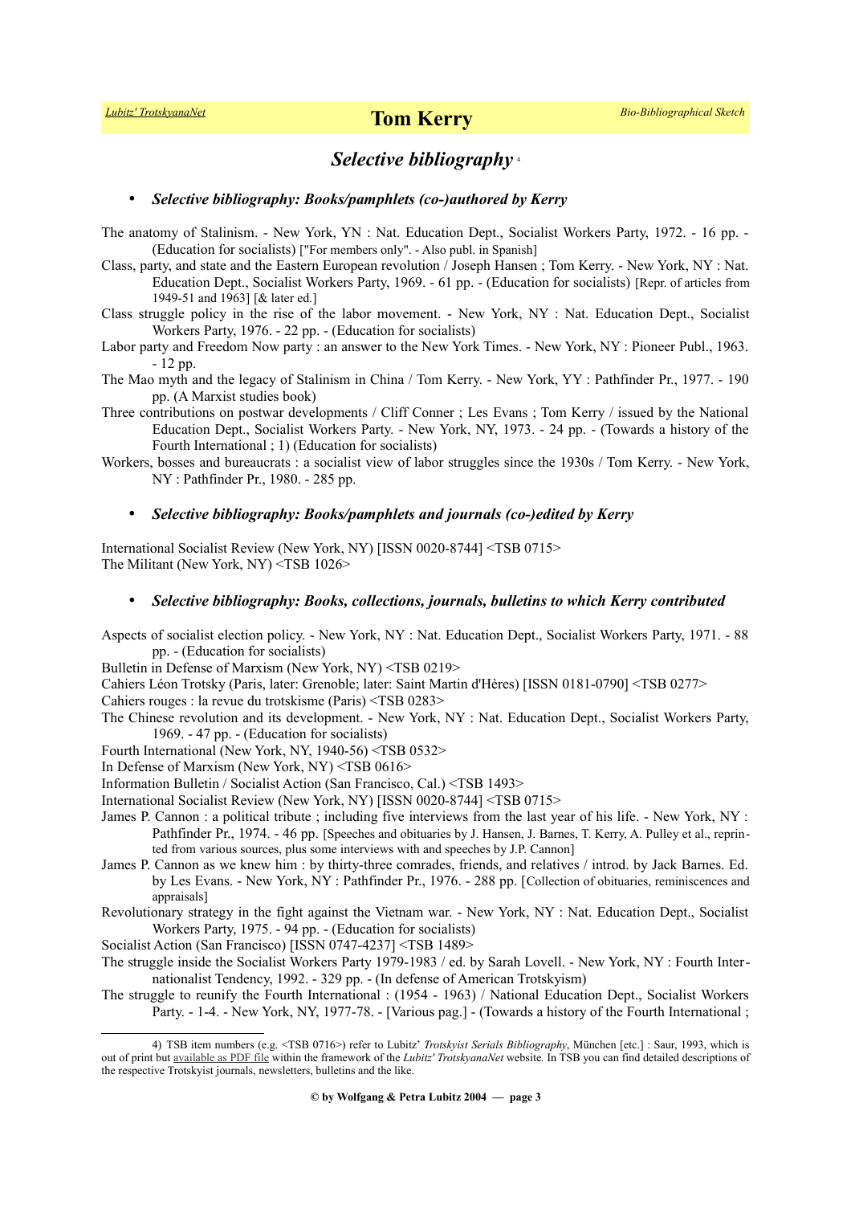## *Selective bibliography* [4]

- ***Selective bibliography: Books/pamphlets (co-)authored by Kerry***

The anatomy of Stalinism. - New York, YN : Nat. Education Dept., Socialist Workers Party, 1972. - 16 pp. - (Education for socialists) ["For members only". - Also publ. in Spanish]

Class, party, and state and the Eastern European revolution / Joseph Hansen ; Tom Kerry. - New York, NY : Nat. Education Dept., Socialist Workers Party, 1969. - 61 pp. - (Education for socialists) [Repr. of articles from 1949-51 and 1963] [& later ed.]

Class struggle policy in the rise of the labor movement. - New York, NY : Nat. Education Dept., Socialist Workers Party, 1976. - 22 pp. - (Education for socialists)

Labor party and Freedom Now party : an answer to the New York Times. - New York, NY : Pioneer Publ., 1963. - 12 pp.

The Mao myth and the legacy of Stalinism in China / Tom Kerry. - New York, YY : Pathfinder Pr., 1977. - 190 pp. (A Marxist studies book)

Three contributions on postwar developments / Cliff Conner ; Les Evans ; Tom Kerry / issued by the National Education Dept., Socialist Workers Party. - New York, NY, 1973. - 24 pp. - (Towards a history of the Fourth International ; 1) (Education for socialists)

Workers, bosses and bureaucrats : a socialist view of labor struggles since the 1930s / Tom Kerry. - New York, NY : Pathfinder Pr., 1980. - 285 pp.

- ***Selective bibliography: Books/pamphlets and journals (co-)edited by Kerry***

International Socialist Review (New York, NY) [ISSN 0020-8744] <TSB 0715>
The Militant (New York, NY) <TSB 1026>

- ***Selective bibliography: Books, collections, journals, bulletins to which Kerry contributed***

Aspects of socialist election policy. - New York, NY : Nat. Education Dept., Socialist Workers Party, 1971. - 88 pp. - (Education for socialists)

Bulletin in Defense of Marxism (New York, NY) <TSB 0219>

Cahiers Léon Trotsky (Paris, later: Grenoble; later: Saint Martin d'Hères) [ISSN 0181-0790] <TSB 0277>

Cahiers rouges : la revue du trotskisme (Paris) <TSB 0283>

The Chinese revolution and its development. - New York, NY : Nat. Education Dept., Socialist Workers Party, 1969. - 47 pp. - (Education for socialists)

Fourth International (New York, NY, 1940-56) <TSB 0532>

In Defense of Marxism (New York, NY) <TSB 0616>

Information Bulletin / Socialist Action (San Francisco, Cal.) <TSB 1493>

International Socialist Review (New York, NY) [ISSN 0020-8744] <TSB 0715>

James P. Cannon : a political tribute ; including five interviews from the last year of his life. - New York, NY : Pathfinder Pr., 1974. - 46 pp. [Speeches and obituaries by J. Hansen, J. Barnes, T. Kerry, A. Pulley et al., reprinted from various sources, plus some interviews with and speeches by J.P. Cannon]

James P. Cannon as we knew him : by thirty-three comrades, friends, and relatives / introd. by Jack Barnes. Ed. by Les Evans. - New York, NY : Pathfinder Pr., 1976. - 288 pp. [Collection of obituaries, reminiscences and appraisals]

Revolutionary strategy in the fight against the Vietnam war. - New York, NY : Nat. Education Dept., Socialist Workers Party, 1975. - 94 pp. - (Education for socialists)

Socialist Action (San Francisco) [ISSN 0747-4237] <TSB 1489>

The struggle inside the Socialist Workers Party 1979-1983 / ed. by Sarah Lovell. - New York, NY : Fourth Internationalist Tendency, 1992. - 329 pp. - (In defense of American Trotskyism)

The struggle to reunify the Fourth International : (1954 - 1963) / National Education Dept., Socialist Workers Party. - 1-4. - New York, NY, 1977-78. - [Various pag.] - (Towards a history of the Fourth International ;

---

4) TSB item numbers (e.g. <TSB 0716>) refer to Lubitz' *Trotskyist Serials Bibliography*, München [etc.] : Saur, 1993, which is out of print but available as PDF file within the framework of the *Lubitz' TrotskyanaNet* website. In TSB you can find detailed descriptions of the respective Trotskyist journals, newsletters, bulletins and the like.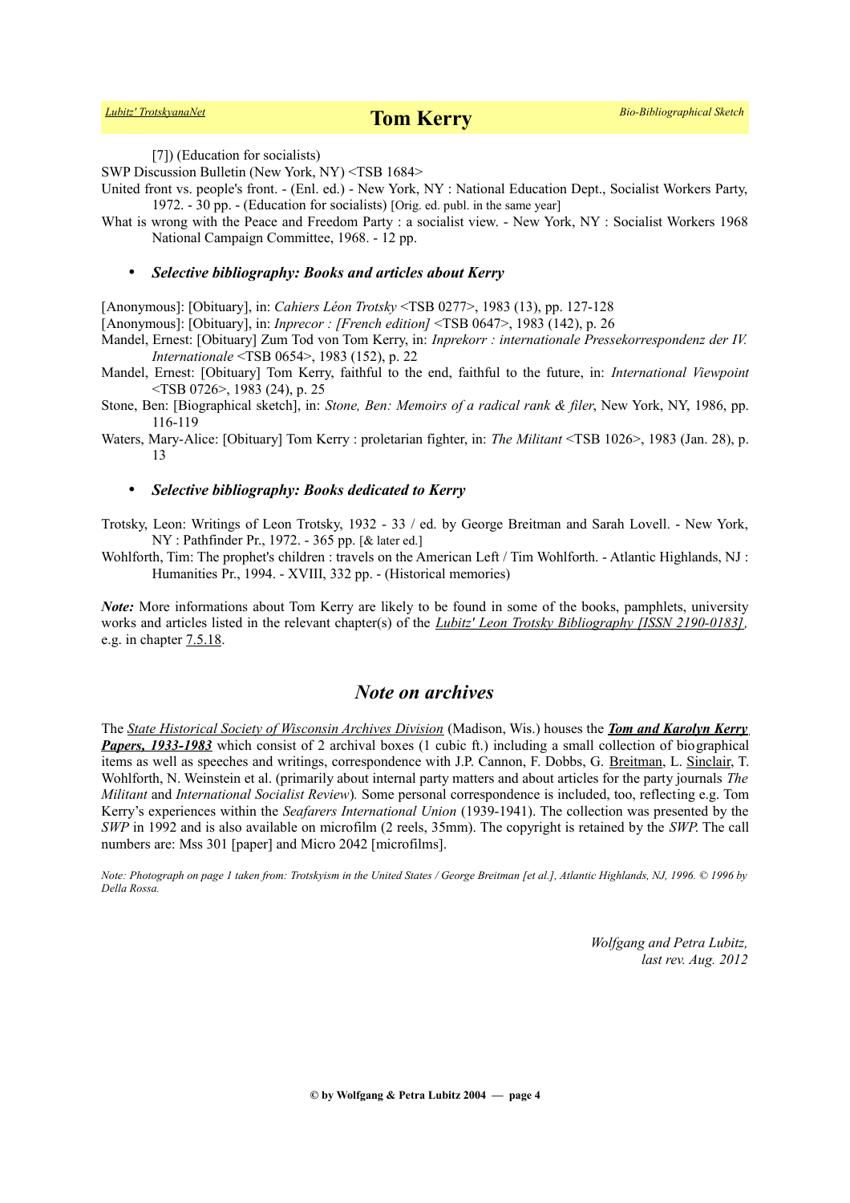[7]) (Education for socialists)

SWP Discussion Bulletin (New York, NY) <TSB 1684>

United front vs. people's front. - (Enl. ed.) - New York, NY : National Education Dept., Socialist Workers Party, 1972. - 30 pp. - (Education for socialists) [Orig. ed. publ. in the same year]

What is wrong with the Peace and Freedom Party : a socialist view. - New York, NY : Socialist Workers 1968 National Campaign Committee, 1968. - 12 pp.

- ***Selective bibliography: Books and articles about Kerry***

[Anonymous]: [Obituary], in: *Cahiers Léon Trotsky* <TSB 0277>, 1983 (13), pp. 127-128

[Anonymous]: [Obituary], in: *Inprecor : [French edition]* <TSB 0647>, 1983 (142), p. 26

Mandel, Ernest: [Obituary] Zum Tod von Tom Kerry, in: *Inprekorr : internationale Pressekorrespondenz der IV. Internationale* <TSB 0654>, 1983 (152), p. 22

Mandel, Ernest: [Obituary] Tom Kerry, faithful to the end, faithful to the future, in: *International Viewpoint* <TSB 0726>, 1983 (24), p. 25

Stone, Ben: [Biographical sketch], in: *Stone, Ben: Memoirs of a radical rank & filer*, New York, NY, 1986, pp. 116-119

Waters, Mary-Alice: [Obituary] Tom Kerry : proletarian fighter, in: *The Militant* <TSB 1026>, 1983 (Jan. 28), p. 13

- ***Selective bibliography: Books dedicated to Kerry***

Trotsky, Leon: Writings of Leon Trotsky, 1932 - 33 / ed. by George Breitman and Sarah Lovell. - New York, NY : Pathfinder Pr., 1972. - 365 pp. [& later ed.]

Wohlforth, Tim: The prophet's children : travels on the American Left / Tim Wohlforth. - Atlantic Highlands, NJ : Humanities Pr., 1994. - XVIII, 332 pp. - (Historical memories)

***Note:*** More informations about Tom Kerry are likely to be found in some of the books, pamphlets, university works and articles listed in the relevant chapter(s) of the *Lubitz' Leon Trotsky Bibliography [ISSN 2190-0183]*, e.g. in chapter 7.5.18.

## *Note on archives*

The *State Historical Society of Wisconsin Archives Division* (Madison, Wis.) houses the ***Tom and Karolyn Kerry Papers, 1933-1983*** which consist of 2 archival boxes (1 cubic ft.) including a small collection of biographical items as well as speeches and writings, correspondence with J.P. Cannon, F. Dobbs, G. Breitman, L. Sinclair, T. Wohlforth, N. Weinstein et al. (primarily about internal party matters and about articles for the party journals *The Militant* and *International Socialist Review*). Some personal correspondence is included, too, reflecting e.g. Tom Kerry's experiences within the *Seafarers International Union* (1939-1941). The collection was presented by the *SWP* in 1992 and is also available on microfilm (2 reels, 35mm). The copyright is retained by the *SWP*. The call numbers are: Mss 301 [paper] and Micro 2042 [microfilms].

*Note: Photograph on page 1 taken from: Trotskyism in the United States / George Breitman [et al.], Atlantic Highlands, NJ, 1996. © 1996 by Della Rossa.*

*Wolfgang and Petra Lubitz,*
*last rev. Aug. 2012*